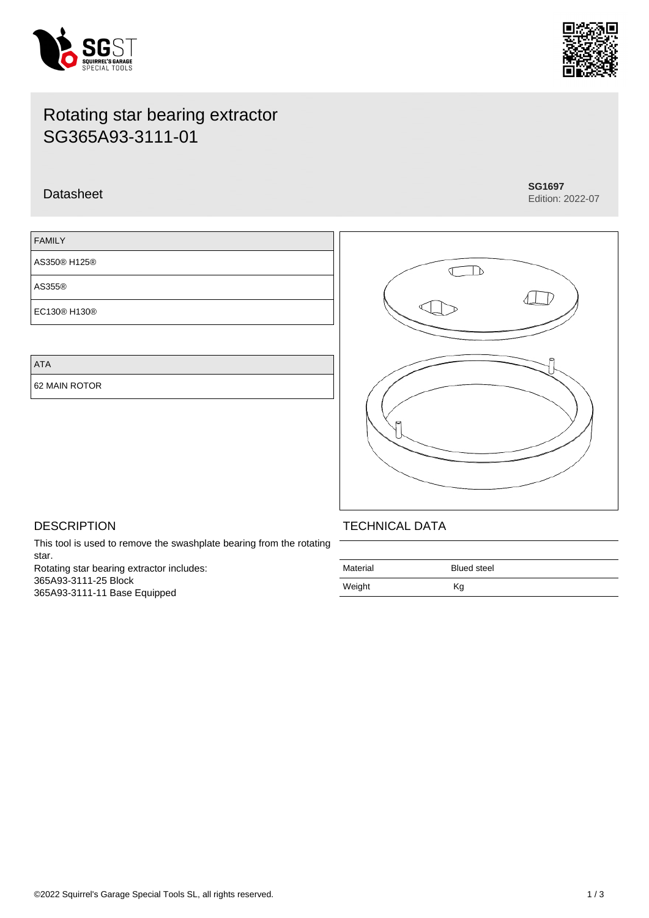# Rotating star bearing extractor
# SG365A93-3111-01

Datasheet

**SG1697**
Edition: 2022-07

| FAMILY |
|---|
| AS350® H125® |
| AS355® |
| EC130® H130® |

| ATA |
|---|
| 62 MAIN ROTOR |

## DESCRIPTION

This tool is used to remove the swashplate bearing from the rotating star.
Rotating star bearing extractor includes:
365A93-3111-25 Block
365A93-3111-11 Base Equipped

## TECHNICAL DATA

| | |
|---|---|
| Material | Blued steel |
| Weight | Kg |

©2022 Squirrel's Garage Special Tools SL, all rights reserved.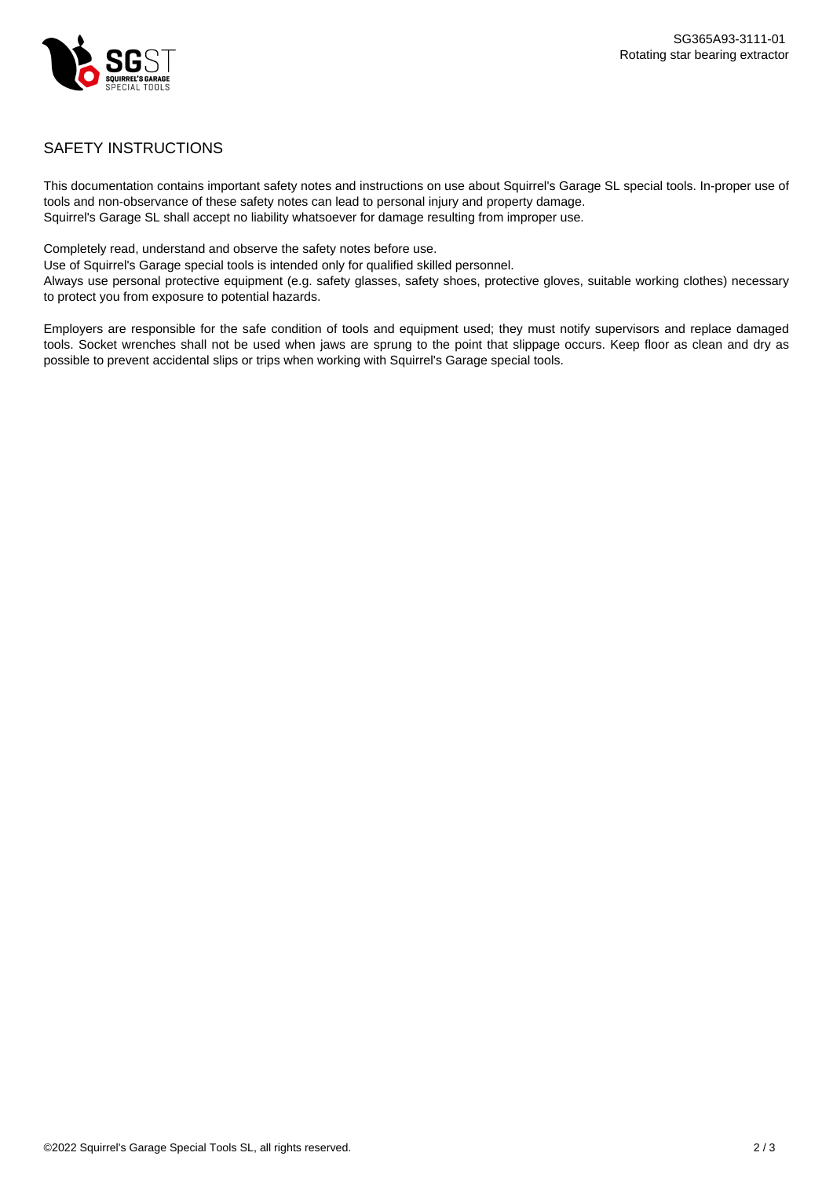## SAFETY INSTRUCTIONS

This documentation contains important safety notes and instructions on use about Squirrel's Garage SL special tools. In-proper use of tools and non-observance of these safety notes can lead to personal injury and property damage.
Squirrel's Garage SL shall accept no liability whatsoever for damage resulting from improper use.

Completely read, understand and observe the safety notes before use.
Use of Squirrel's Garage special tools is intended only for qualified skilled personnel.
Always use personal protective equipment (e.g. safety glasses, safety shoes, protective gloves, suitable working clothes) necessary to protect you from exposure to potential hazards.

Employers are responsible for the safe condition of tools and equipment used; they must notify supervisors and replace damaged tools. Socket wrenches shall not be used when jaws are sprung to the point that slippage occurs. Keep floor as clean and dry as possible to prevent accidental slips or trips when working with Squirrel's Garage special tools.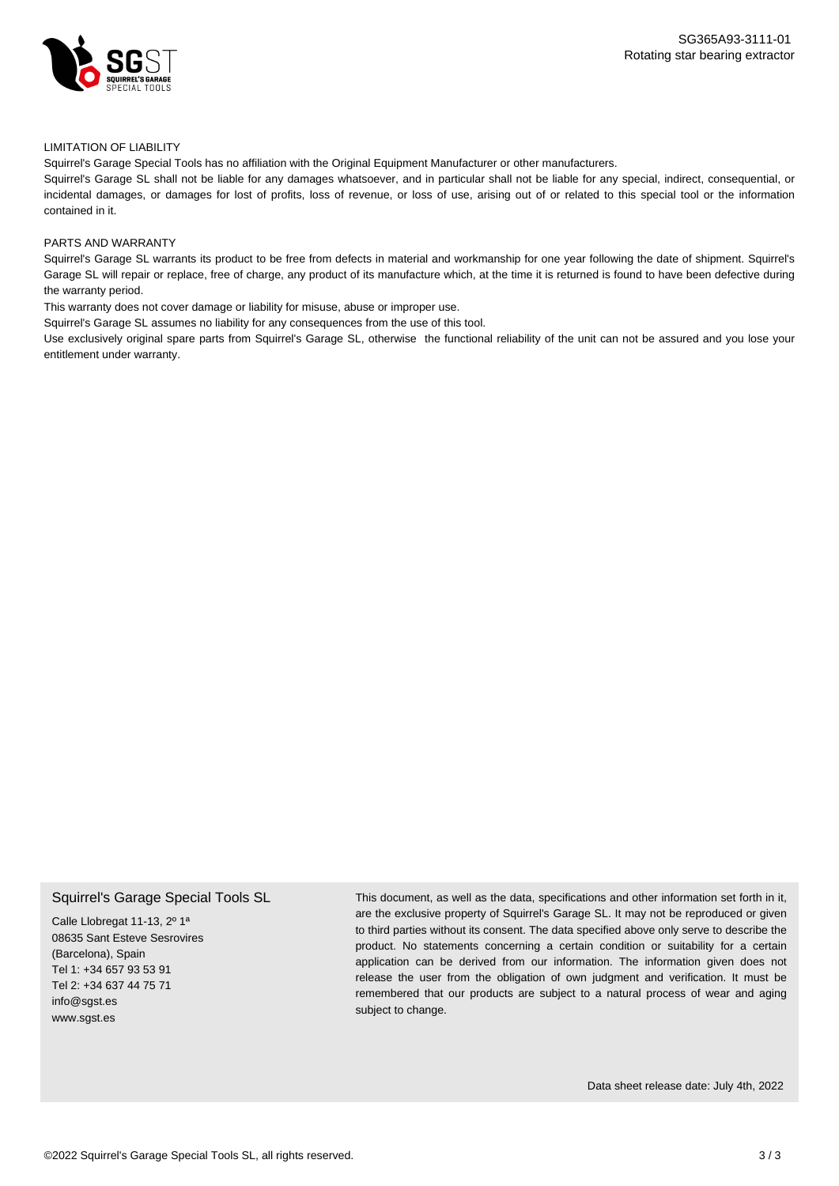LIMITATION OF LIABILITY

Squirrel's Garage Special Tools has no affiliation with the Original Equipment Manufacturer or other manufacturers.

Squirrel's Garage SL shall not be liable for any damages whatsoever, and in particular shall not be liable for any special, indirect, consequential, or incidental damages, or damages for lost of profits, loss of revenue, or loss of use, arising out of or related to this special tool or the information contained in it.

PARTS AND WARRANTY

Squirrel's Garage SL warrants its product to be free from defects in material and workmanship for one year following the date of shipment. Squirrel's Garage SL will repair or replace, free of charge, any product of its manufacture which, at the time it is returned is found to have been defective during the warranty period.

This warranty does not cover damage or liability for misuse, abuse or improper use.

Squirrel's Garage SL assumes no liability for any consequences from the use of this tool.

Use exclusively original spare parts from Squirrel's Garage SL, otherwise the functional reliability of the unit can not be assured and you lose your entitlement under warranty.

Squirrel's Garage Special Tools SL

Calle Llobregat 11-13, 2º 1ª
08635 Sant Esteve Sesrovires
(Barcelona), Spain
Tel 1: +34 657 93 53 91
Tel 2: +34 637 44 75 71
info@sgst.es
www.sgst.es

This document, as well as the data, specifications and other information set forth in it, are the exclusive property of Squirrel's Garage SL. It may not be reproduced or given to third parties without its consent. The data specified above only serve to describe the product. No statements concerning a certain condition or suitability for a certain application can be derived from our information. The information given does not release the user from the obligation of own judgment and verification. It must be remembered that our products are subject to a natural process of wear and aging subject to change.

Data sheet release date: July 4th, 2022